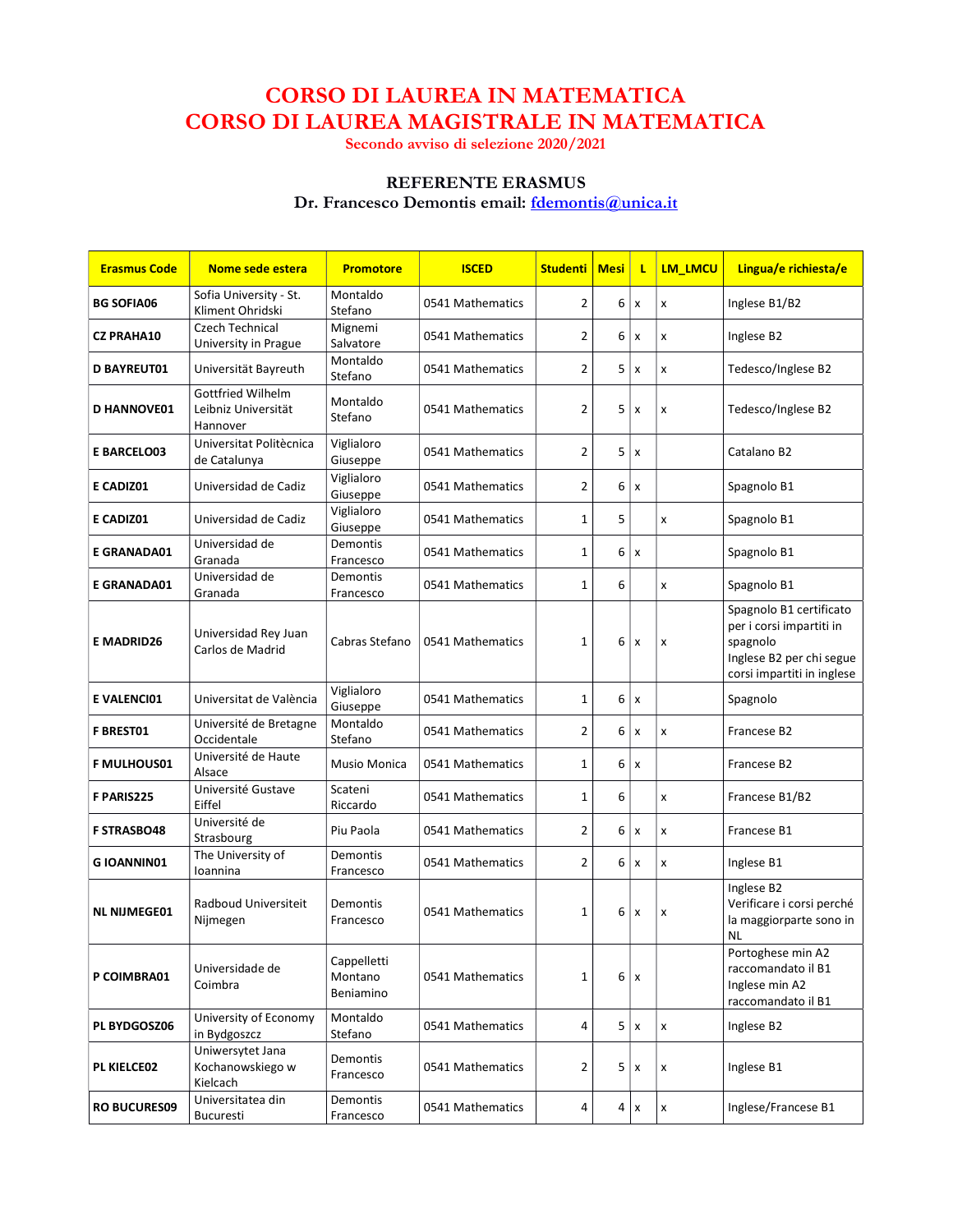# CORSO DI LAUREA IN MATEMATICA
# CORSO DI LAUREA MAGISTRALE IN MATEMATICA

Secondo avviso di selezione 2020/2021

## REFERENTE ERASMUS

**Dr. Francesco Demontis email: fdemontis@unica.it**

| Erasmus Code | Nome sede estera | Promotore | ISCED | Studenti | Mesi | L | LM_LMCU | Lingua/e richiesta/e |
|---|---|---|---|---|---|---|---|---|
| BG SOFIA06 | Sofia University - St. Kliment Ohridski | Montaldo Stefano | 0541 Mathematics | 2 | 6 | x | x | Inglese B1/B2 |
| CZ PRAHA10 | Czech Technical University in Prague | Mignemi Salvatore | 0541 Mathematics | 2 | 6 | x | x | Inglese B2 |
| D BAYREUT01 | Universität Bayreuth | Montaldo Stefano | 0541 Mathematics | 2 | 5 | x | x | Tedesco/Inglese B2 |
| D HANNOVE01 | Gottfried Wilhelm Leibniz Universität Hannover | Montaldo Stefano | 0541 Mathematics | 2 | 5 | x | x | Tedesco/Inglese B2 |
| E BARCELO03 | Universitat Politècnica de Catalunya | Viglialoro Giuseppe | 0541 Mathematics | 2 | 5 | x | | Catalano B2 |
| E CADIZ01 | Universidad de Cadiz | Viglialoro Giuseppe | 0541 Mathematics | 2 | 6 | x | | Spagnolo B1 |
| E CADIZ01 | Universidad de Cadiz | Viglialoro Giuseppe | 0541 Mathematics | 1 | 5 | | x | Spagnolo B1 |
| E GRANADA01 | Universidad de Granada | Demontis Francesco | 0541 Mathematics | 1 | 6 | x | | Spagnolo B1 |
| E GRANADA01 | Universidad de Granada | Demontis Francesco | 0541 Mathematics | 1 | 6 | | x | Spagnolo B1 |
| E MADRID26 | Universidad Rey Juan Carlos de Madrid | Cabras Stefano | 0541 Mathematics | 1 | 6 | x | x | Spagnolo B1 certificato per i corsi impartiti in spagnolo<br>Inglese B2 per chi segue corsi impartiti in inglese |
| E VALENCI01 | Universitat de València | Viglialoro Giuseppe | 0541 Mathematics | 1 | 6 | x | | Spagnolo |
| F BREST01 | Université de Bretagne Occidentale | Montaldo Stefano | 0541 Mathematics | 2 | 6 | x | x | Francese B2 |
| F MULHOUS01 | Université de Haute Alsace | Musio Monica | 0541 Mathematics | 1 | 6 | x | | Francese B2 |
| F PARIS225 | Université Gustave Eiffel | Scateni Riccardo | 0541 Mathematics | 1 | 6 | | x | Francese B1/B2 |
| F STRASBO48 | Université de Strasbourg | Piu Paola | 0541 Mathematics | 2 | 6 | x | x | Francese B1 |
| G IOANNIN01 | The University of Ioannina | Demontis Francesco | 0541 Mathematics | 2 | 6 | x | x | Inglese B1 |
| NL NIJMEGE01 | Radboud Universiteit Nijmegen | Demontis Francesco | 0541 Mathematics | 1 | 6 | x | x | Inglese B2<br>Verificare i corsi perché la maggiorparte sono in NL |
| P COIMBRA01 | Universidade de Coimbra | Cappelletti Montano Beniamino | 0541 Mathematics | 1 | 6 | x | | Portoghese min A2 raccomandato il B1<br>Inglese min A2 raccomandato il B1 |
| PL BYDGOSZ06 | University of Economy in Bydgoszcz | Montaldo Stefano | 0541 Mathematics | 4 | 5 | x | x | Inglese B2 |
| PL KIELCE02 | Uniwersytet Jana Kochanowskiego w Kielcach | Demontis Francesco | 0541 Mathematics | 2 | 5 | x | x | Inglese B1 |
| RO BUCURES09 | Universitatea din Bucuresti | Demontis Francesco | 0541 Mathematics | 4 | 4 | x | x | Inglese/Francese B1 |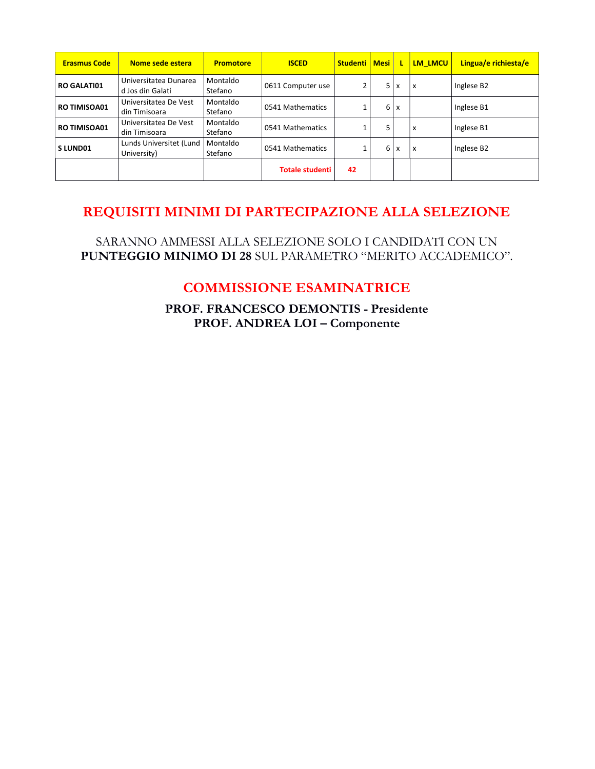| Erasmus Code | Nome sede estera | Promotore | ISCED | Studenti | Mesi | L | LM_LMCU | Lingua/e richiesta/e |
|---|---|---|---|---|---|---|---|---|
| **RO GALATI01** | Universitatea Dunarea d Jos din Galati | Montaldo Stefano | 0611 Computer use | 2 | 5 | x | x | Inglese B2 |
| **RO TIMISOA01** | Universitatea De Vest din Timisoara | Montaldo Stefano | 0541 Mathematics | 1 | 6 | x | | Inglese B1 |
| **RO TIMISOA01** | Universitatea De Vest din Timisoara | Montaldo Stefano | 0541 Mathematics | 1 | 5 | | x | Inglese B1 |
| **S LUND01** | Lunds Universitet (Lund University) | Montaldo Stefano | 0541 Mathematics | 1 | 6 | x | x | Inglese B2 |
| | | | **Totale studenti** | **42** | | | | |

## REQUISITI MINIMI DI PARTECIPAZIONE ALLA SELEZIONE

SARANNO AMMESSI ALLA SELEZIONE SOLO I CANDIDATI CON UN **PUNTEGGIO MINIMO DI 28** SUL PARAMETRO "MERITO ACCADEMICO".

## COMMISSIONE ESAMINATRICE

**PROF. FRANCESCO DEMONTIS - Presidente**
**PROF. ANDREA LOI – Componente**